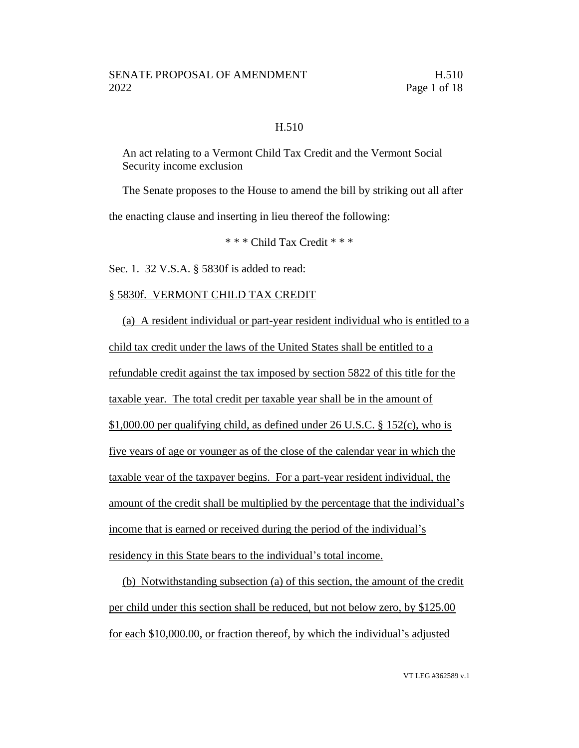## H.510

An act relating to a Vermont Child Tax Credit and the Vermont Social Security income exclusion

The Senate proposes to the House to amend the bill by striking out all after the enacting clause and inserting in lieu thereof the following:

\* \* \* Child Tax Credit \* \* \*

Sec. 1. 32 V.S.A. § 5830f is added to read:

§ 5830f. VERMONT CHILD TAX CREDIT

(a) A resident individual or part-year resident individual who is entitled to a child tax credit under the laws of the United States shall be entitled to a refundable credit against the tax imposed by section 5822 of this title for the taxable year. The total credit per taxable year shall be in the amount of $1,000.00 per qualifying child, as defined under 26 U.S.C. § 152(c), who is five years of age or younger as of the close of the calendar year in which the taxable year of the taxpayer begins. For a part-year resident individual, the amount of the credit shall be multiplied by the percentage that the individual's income that is earned or received during the period of the individual's residency in this State bears to the individual's total income.

(b) Notwithstanding subsection (a) of this section, the amount of the credit per child under this section shall be reduced, but not below zero, by $125.00 for each $10,000.00, or fraction thereof, by which the individual's adjusted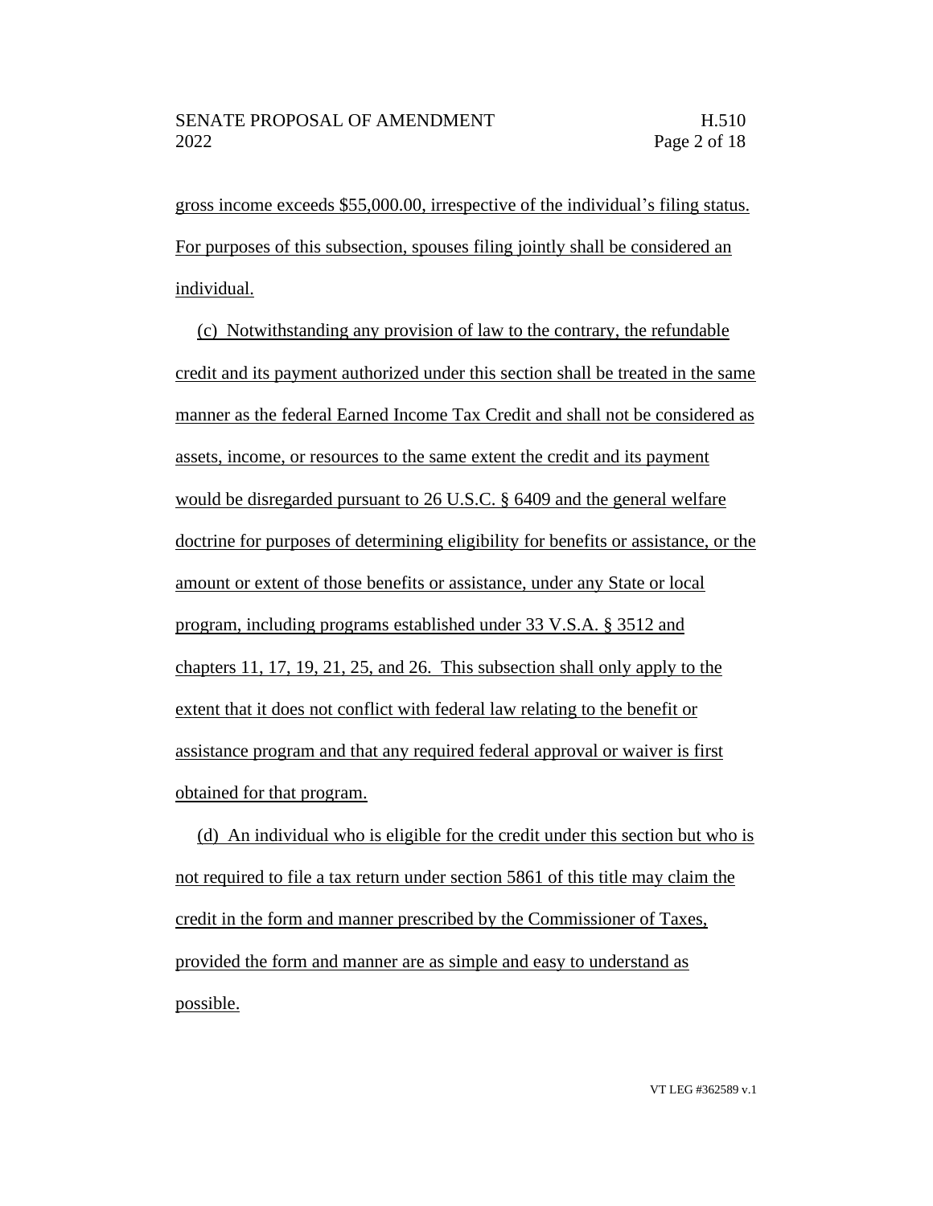gross income exceeds $55,000.00, irrespective of the individual's filing status. For purposes of this subsection, spouses filing jointly shall be considered an individual.

(c) Notwithstanding any provision of law to the contrary, the refundable credit and its payment authorized under this section shall be treated in the same manner as the federal Earned Income Tax Credit and shall not be considered as assets, income, or resources to the same extent the credit and its payment would be disregarded pursuant to 26 U.S.C. § 6409 and the general welfare doctrine for purposes of determining eligibility for benefits or assistance, or the amount or extent of those benefits or assistance, under any State or local program, including programs established under 33 V.S.A. § 3512 and chapters 11, 17, 19, 21, 25, and 26. This subsection shall only apply to the extent that it does not conflict with federal law relating to the benefit or assistance program and that any required federal approval or waiver is first obtained for that program.

(d) An individual who is eligible for the credit under this section but who is not required to file a tax return under section 5861 of this title may claim the credit in the form and manner prescribed by the Commissioner of Taxes, provided the form and manner are as simple and easy to understand as possible.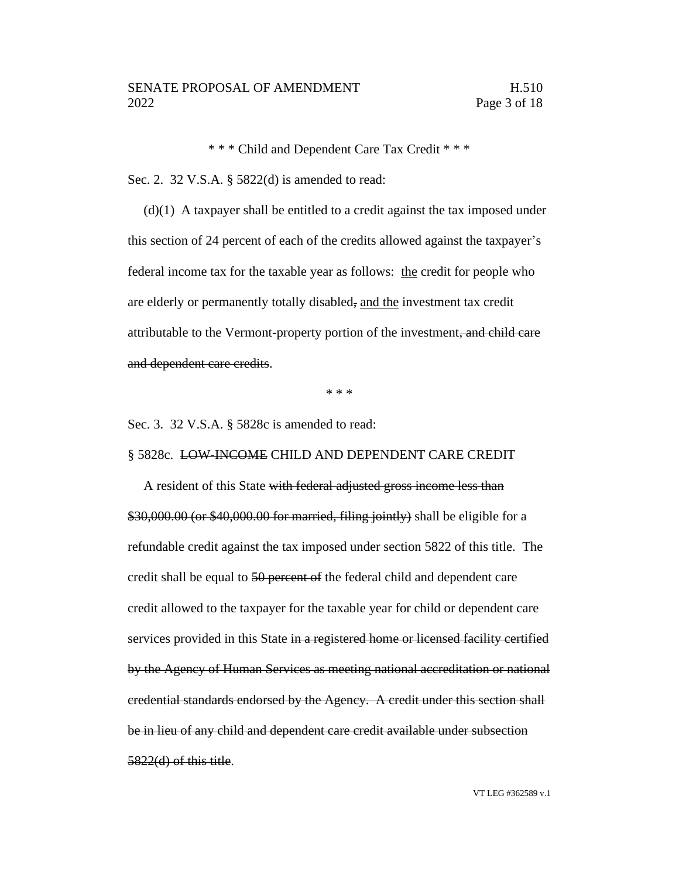\* \* \* Child and Dependent Care Tax Credit \* \* \*

Sec. 2. 32 V.S.A. § 5822(d) is amended to read:

(d)(1) A taxpayer shall be entitled to a credit against the tax imposed under this section of 24 percent of each of the credits allowed against the taxpayer's federal income tax for the taxable year as follows: <u>the</u> credit for people who are elderly or permanently totally disabled~~,~~ <u>and the</u> investment tax credit attributable to the Vermont-property portion of the investment~~, and child care and dependent care credits~~.

\* \* \*

Sec. 3. 32 V.S.A. § 5828c is amended to read:

§ 5828c. ~~LOW-INCOME~~ CHILD AND DEPENDENT CARE CREDIT

A resident of this State ~~with federal adjusted gross income less than $30,000.00 (or $40,000.00 for married, filing jointly)~~ shall be eligible for a refundable credit against the tax imposed under section 5822 of this title. The credit shall be equal to ~~50 percent of~~ the federal child and dependent care credit allowed to the taxpayer for the taxable year for child or dependent care services provided in this State ~~in a registered home or licensed facility certified by the Agency of Human Services as meeting national accreditation or national credential standards endorsed by the Agency. A credit under this section shall be in lieu of any child and dependent care credit available under subsection 5822(d) of this title~~.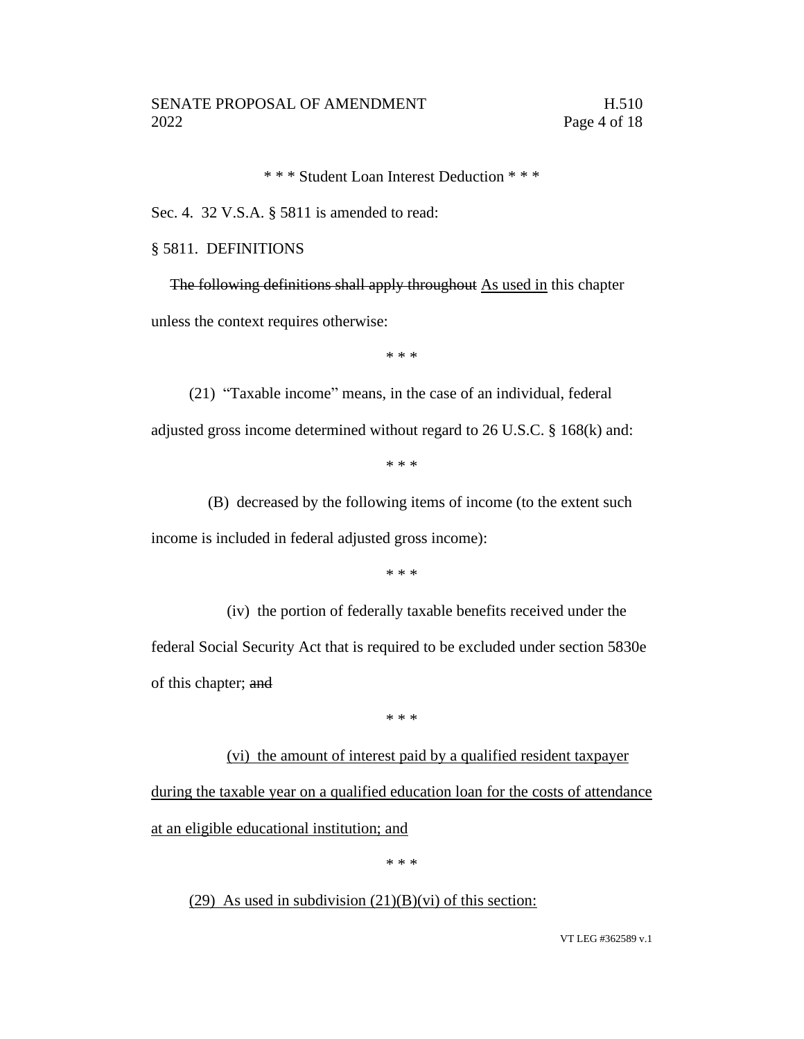\* \* \* Student Loan Interest Deduction \* \* \*

Sec. 4. 32 V.S.A. § 5811 is amended to read:

§ 5811. DEFINITIONS

~~The following definitions shall apply throughout~~ <u>As used in</u> this chapter unless the context requires otherwise:

\* \* \*

(21) "Taxable income" means, in the case of an individual, federal adjusted gross income determined without regard to 26 U.S.C. § 168(k) and:

\* \* \*

(B) decreased by the following items of income (to the extent such income is included in federal adjusted gross income):

\* \* \*

(iv) the portion of federally taxable benefits received under the federal Social Security Act that is required to be excluded under section 5830e of this chapter; ~~and~~

\* \* \*

<u>(vi) the amount of interest paid by a qualified resident taxpayer during the taxable year on a qualified education loan for the costs of attendance at an eligible educational institution; and</u>

\* \* \*

<u>(29) As used in subdivision (21)(B)(vi) of this section:</u>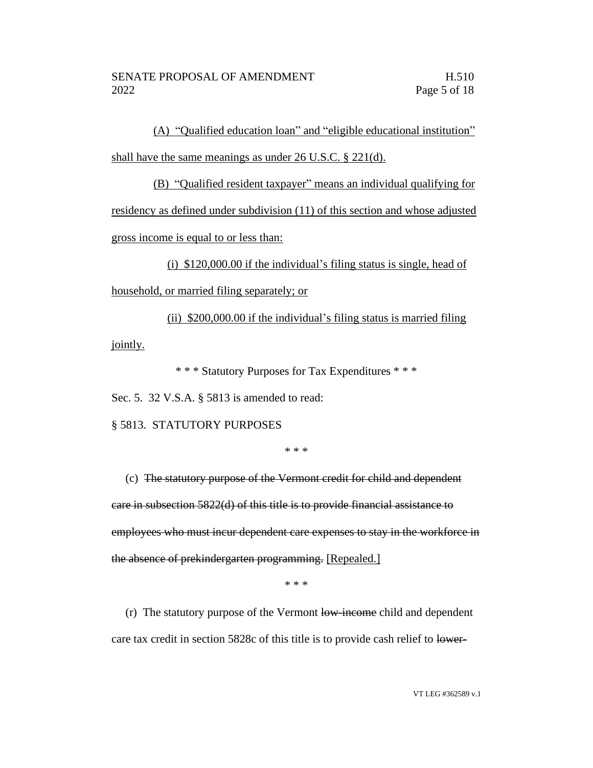(A) "Qualified education loan" and "eligible educational institution" shall have the same meanings as under 26 U.S.C. § 221(d).

(B) "Qualified resident taxpayer" means an individual qualifying for residency as defined under subdivision (11) of this section and whose adjusted gross income is equal to or less than:

(i) $120,000.00 if the individual's filing status is single, head of household, or married filing separately; or

(ii) $200,000.00 if the individual's filing status is married filing jointly.

\* \* \* Statutory Purposes for Tax Expenditures \* \* \*

Sec. 5. 32 V.S.A. § 5813 is amended to read:

§ 5813. STATUTORY PURPOSES

\* \* \*

(c) ~~The statutory purpose of the Vermont credit for child and dependent care in subsection 5822(d) of this title is to provide financial assistance to employees who must incur dependent care expenses to stay in the workforce in the absence of prekindergarten programming.~~ [Repealed.]

\* \* \*

(r) The statutory purpose of the Vermont ~~low-income~~ child and dependent care tax credit in section 5828c of this title is to provide cash relief to ~~lower-~~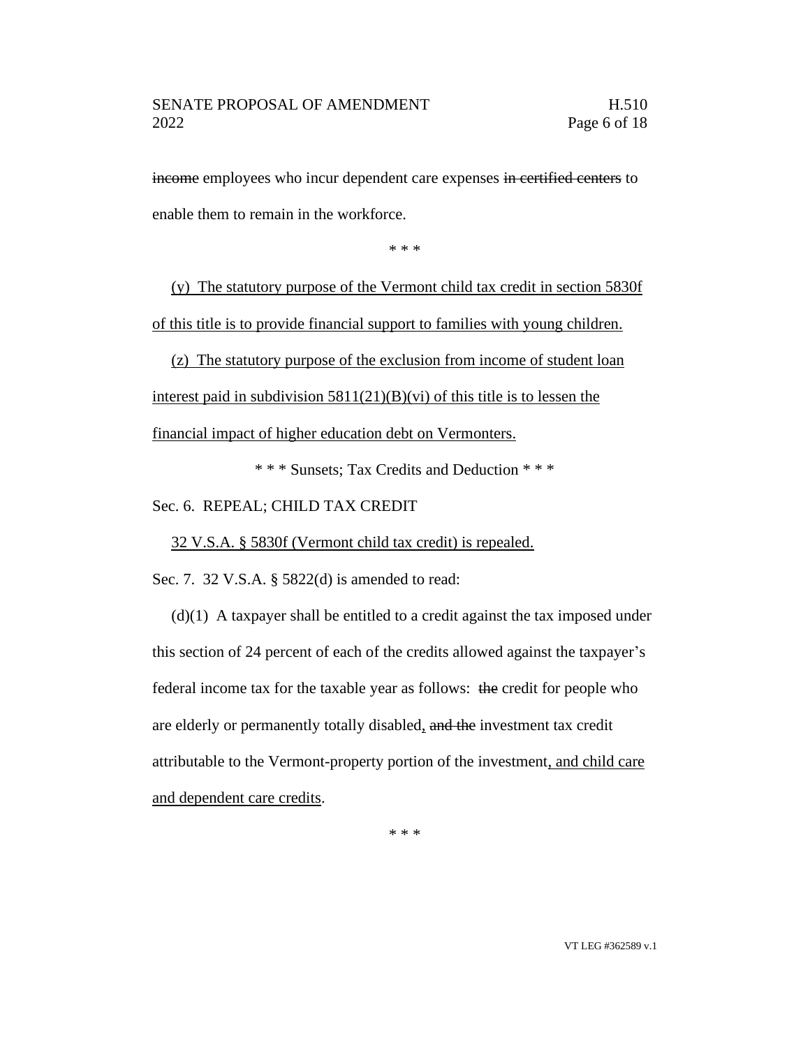~~income~~ employees who incur dependent care expenses ~~in certified centers~~ to enable them to remain in the workforce.

\* \* \*

<u>(y) The statutory purpose of the Vermont child tax credit in section 5830f of this title is to provide financial support to families with young children.</u>

<u>(z) The statutory purpose of the exclusion from income of student loan interest paid in subdivision 5811(21)(B)(vi) of this title is to lessen the financial impact of higher education debt on Vermonters.</u>

\* \* \* Sunsets; Tax Credits and Deduction \* \* \*

Sec. 6. REPEAL; CHILD TAX CREDIT

<u>32 V.S.A. § 5830f (Vermont child tax credit) is repealed.</u>

Sec. 7. 32 V.S.A. § 5822(d) is amended to read:

(d)(1) A taxpayer shall be entitled to a credit against the tax imposed under this section of 24 percent of each of the credits allowed against the taxpayer's federal income tax for the taxable year as follows: ~~the~~ credit for people who are elderly or permanently totally disabled<u>,</u> ~~and the~~ investment tax credit attributable to the Vermont-property portion of the investment<u>, and child care and dependent care credits</u>.

\* \* \*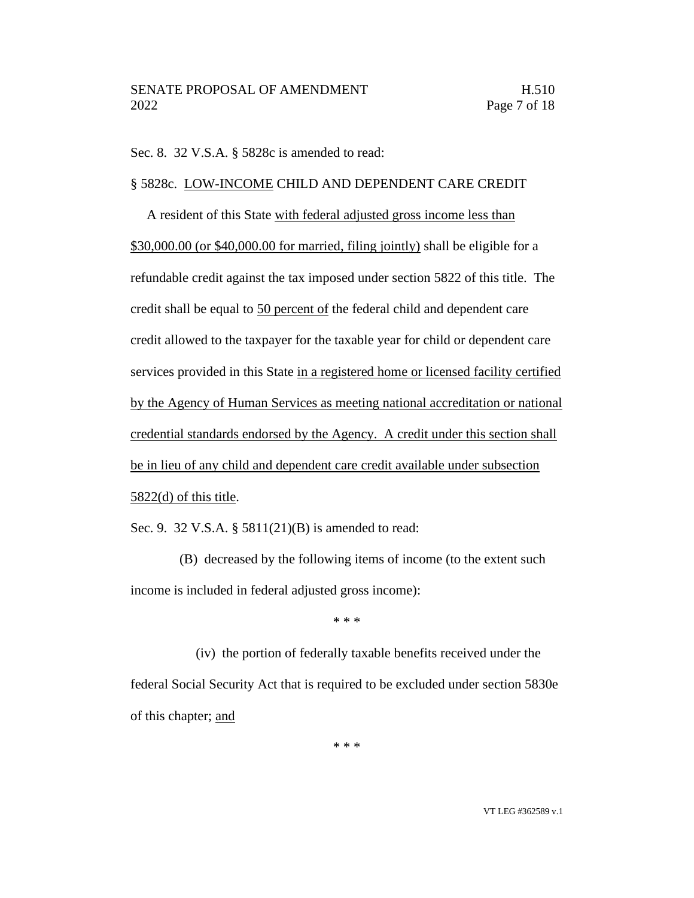Sec. 8. 32 V.S.A. § 5828c is amended to read:

§ 5828c. LOW-INCOME CHILD AND DEPENDENT CARE CREDIT

A resident of this State with federal adjusted gross income less than $30,000.00 (or $40,000.00 for married, filing jointly) shall be eligible for a refundable credit against the tax imposed under section 5822 of this title. The credit shall be equal to 50 percent of the federal child and dependent care credit allowed to the taxpayer for the taxable year for child or dependent care services provided in this State in a registered home or licensed facility certified by the Agency of Human Services as meeting national accreditation or national credential standards endorsed by the Agency. A credit under this section shall be in lieu of any child and dependent care credit available under subsection 5822(d) of this title.

Sec. 9. 32 V.S.A. § 5811(21)(B) is amended to read:

(B) decreased by the following items of income (to the extent such income is included in federal adjusted gross income):

* * *

(iv) the portion of federally taxable benefits received under the federal Social Security Act that is required to be excluded under section 5830e of this chapter; and

* * *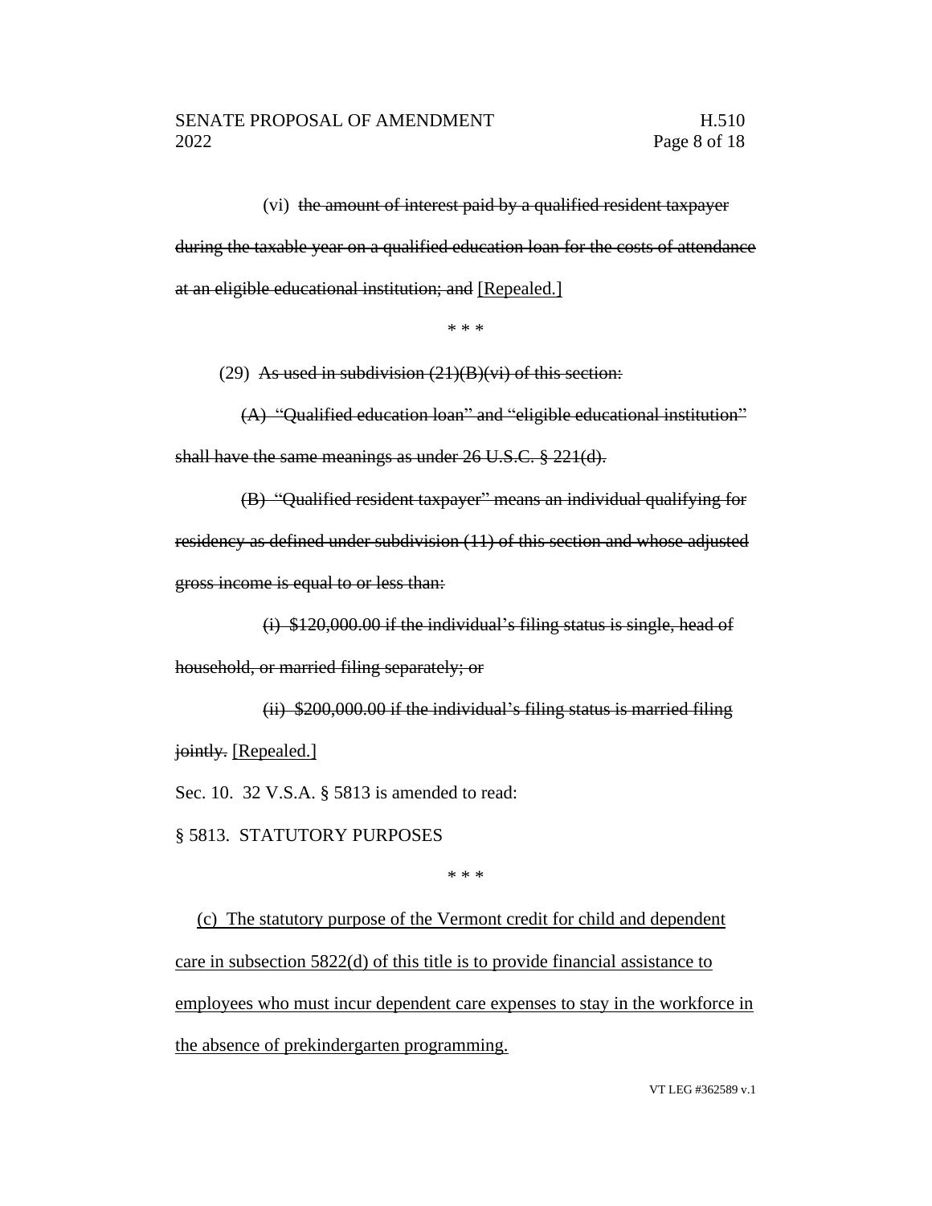(vi) ~~the amount of interest paid by a qualified resident taxpayer during the taxable year on a qualified education loan for the costs of attendance at an eligible educational institution; and~~ <u>[Repealed.]</u>

\* \* \*

(29) ~~As used in subdivision (21)(B)(vi) of this section:~~

~~(A) "Qualified education loan" and "eligible educational institution" shall have the same meanings as under 26 U.S.C. § 221(d).~~

~~(B) "Qualified resident taxpayer" means an individual qualifying for residency as defined under subdivision (11) of this section and whose adjusted gross income is equal to or less than:~~

~~(i) $120,000.00 if the individual's filing status is single, head of household, or married filing separately; or~~

~~(ii) $200,000.00 if the individual's filing status is married filing jointly.~~ <u>[Repealed.]</u>

Sec. 10. 32 V.S.A. § 5813 is amended to read:

§ 5813. STATUTORY PURPOSES

\* \* \*

<u>(c) The statutory purpose of the Vermont credit for child and dependent care in subsection 5822(d) of this title is to provide financial assistance to employees who must incur dependent care expenses to stay in the workforce in the absence of prekindergarten programming.</u>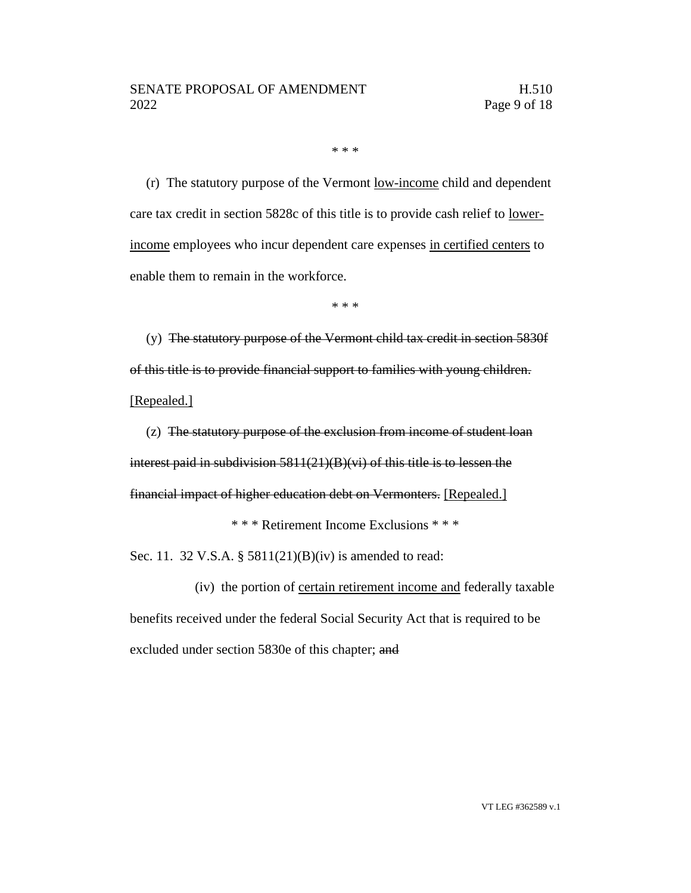\* \* \*

(r) The statutory purpose of the Vermont <u>low-income</u> child and dependent care tax credit in section 5828c of this title is to provide cash relief to <u>lower-income</u> employees who incur dependent care expenses <u>in certified centers</u> to enable them to remain in the workforce.

\* \* \*

(y) ~~The statutory purpose of the Vermont child tax credit in section 5830f of this title is to provide financial support to families with young children.~~ <u>[Repealed.]</u>

(z) ~~The statutory purpose of the exclusion from income of student loan interest paid in subdivision 5811(21)(B)(vi) of this title is to lessen the financial impact of higher education debt on Vermonters.~~ <u>[Repealed.]</u>

\* \* \* Retirement Income Exclusions \* \* \*

Sec. 11. 32 V.S.A. § 5811(21)(B)(iv) is amended to read:

(iv) the portion of <u>certain retirement income and</u> federally taxable benefits received under the federal Social Security Act that is required to be excluded under section 5830e of this chapter; ~~and~~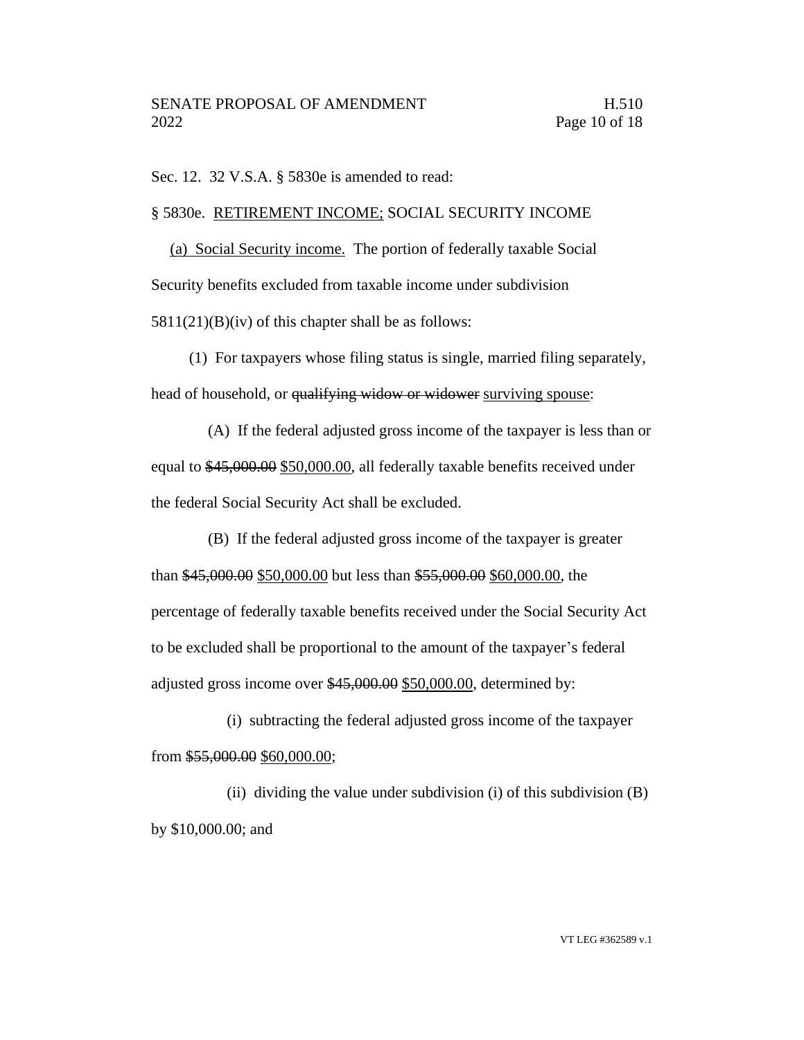Sec. 12. 32 V.S.A. § 5830e is amended to read:

§ 5830e. <u>RETIREMENT INCOME;</u> SOCIAL SECURITY INCOME

<u>(a) Social Security income.</u> The portion of federally taxable Social Security benefits excluded from taxable income under subdivision 5811(21)(B)(iv) of this chapter shall be as follows:

(1) For taxpayers whose filing status is single, married filing separately, head of household, or ~~qualifying widow or widower~~ <u>surviving spouse</u>:

(A) If the federal adjusted gross income of the taxpayer is less than or equal to ~~\$45,000.00~~ <u>\$50,000.00</u>, all federally taxable benefits received under the federal Social Security Act shall be excluded.

(B) If the federal adjusted gross income of the taxpayer is greater than ~~\$45,000.00~~ <u>\$50,000.00</u> but less than ~~\$55,000.00~~ <u>\$60,000.00</u>, the percentage of federally taxable benefits received under the Social Security Act to be excluded shall be proportional to the amount of the taxpayer's federal adjusted gross income over ~~\$45,000.00~~ <u>\$50,000.00</u>, determined by:

(i) subtracting the federal adjusted gross income of the taxpayer from ~~\$55,000.00~~ <u>\$60,000.00</u>;

(ii) dividing the value under subdivision (i) of this subdivision (B) by \$10,000.00; and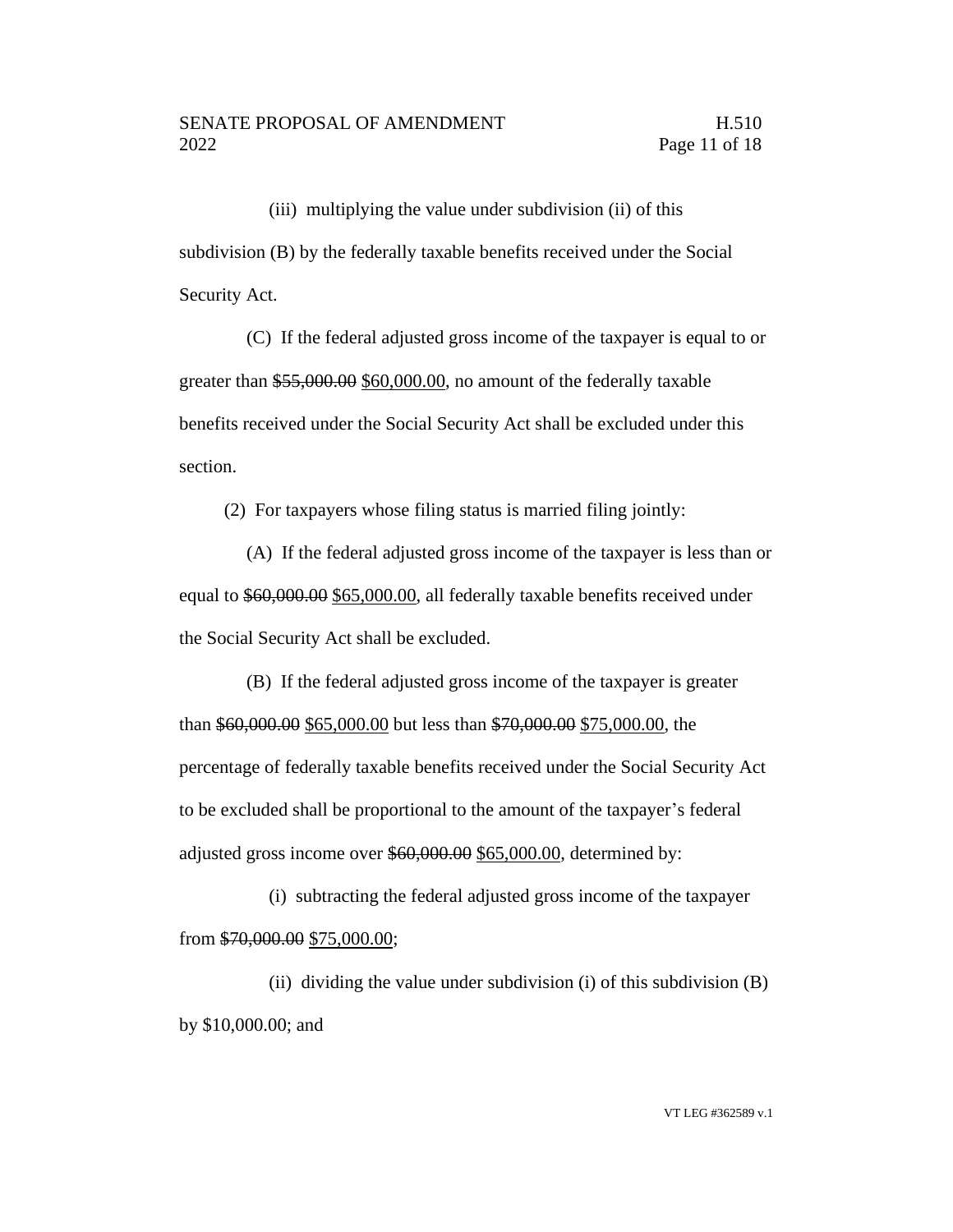(iii) multiplying the value under subdivision (ii) of this subdivision (B) by the federally taxable benefits received under the Social Security Act.

(C) If the federal adjusted gross income of the taxpayer is equal to or greater than ~~$55,000.00~~ <u>$60,000.00</u>, no amount of the federally taxable benefits received under the Social Security Act shall be excluded under this section.

(2) For taxpayers whose filing status is married filing jointly:

(A) If the federal adjusted gross income of the taxpayer is less than or equal to ~~$60,000.00~~ <u>$65,000.00</u>, all federally taxable benefits received under the Social Security Act shall be excluded.

(B) If the federal adjusted gross income of the taxpayer is greater than ~~$60,000.00~~ <u>$65,000.00</u> but less than ~~$70,000.00~~ <u>$75,000.00</u>, the percentage of federally taxable benefits received under the Social Security Act to be excluded shall be proportional to the amount of the taxpayer's federal adjusted gross income over ~~$60,000.00~~ <u>$65,000.00</u>, determined by:

(i) subtracting the federal adjusted gross income of the taxpayer from ~~$70,000.00~~ <u>$75,000.00</u>;

(ii) dividing the value under subdivision (i) of this subdivision (B) by $10,000.00; and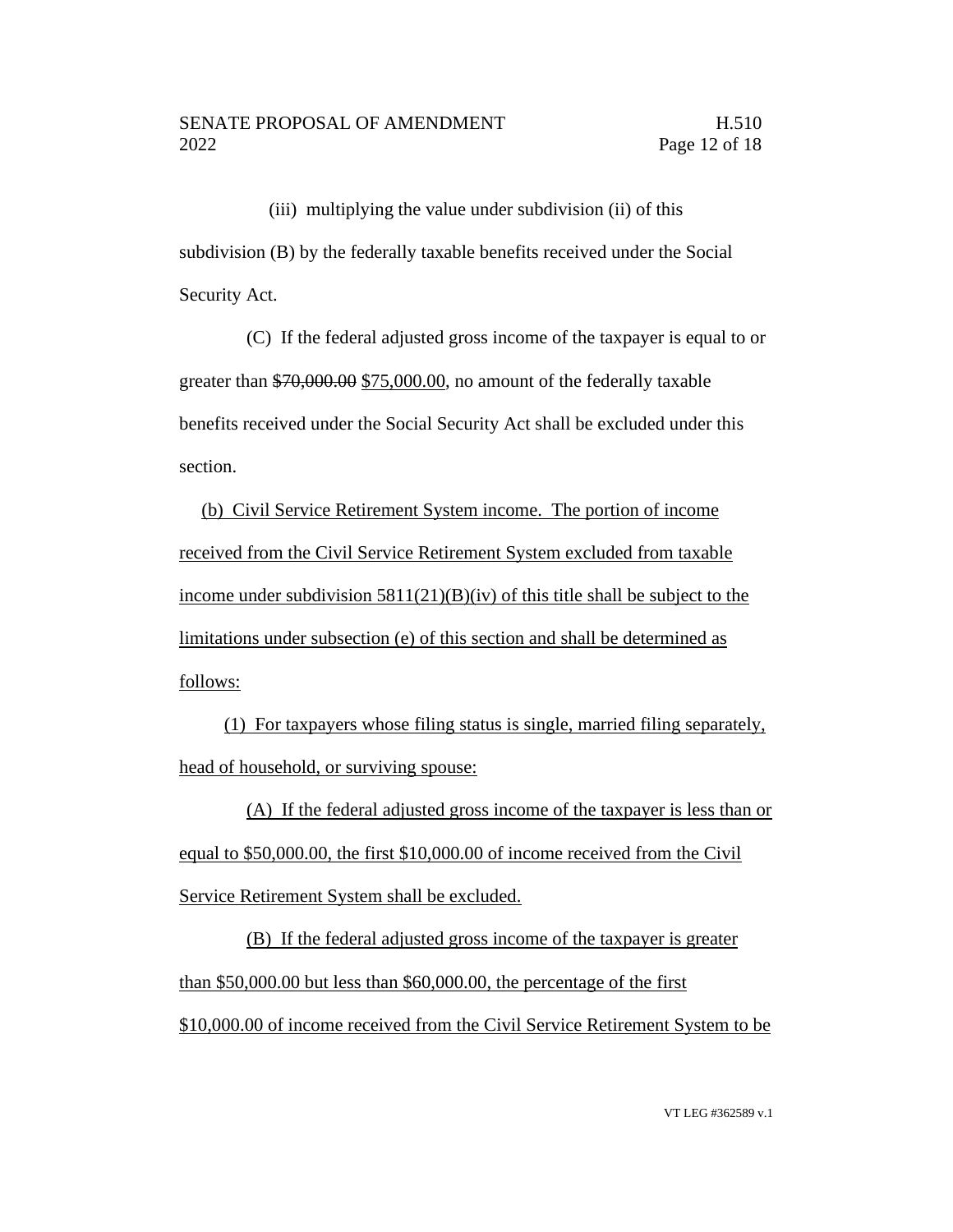(iii) multiplying the value under subdivision (ii) of this subdivision (B) by the federally taxable benefits received under the Social Security Act.

(C) If the federal adjusted gross income of the taxpayer is equal to or greater than ~~$70,000.00~~ <u>$75,000.00</u>, no amount of the federally taxable benefits received under the Social Security Act shall be excluded under this section.

<u>(b) Civil Service Retirement System income. The portion of income received from the Civil Service Retirement System excluded from taxable income under subdivision 5811(21)(B)(iv) of this title shall be subject to the limitations under subsection (e) of this section and shall be determined as follows:</u>

<u>(1) For taxpayers whose filing status is single, married filing separately, head of household, or surviving spouse:</u>

<u>(A) If the federal adjusted gross income of the taxpayer is less than or equal to $50,000.00, the first $10,000.00 of income received from the Civil Service Retirement System shall be excluded.</u>

<u>(B) If the federal adjusted gross income of the taxpayer is greater than $50,000.00 but less than $60,000.00, the percentage of the first $10,000.00 of income received from the Civil Service Retirement System to be</u>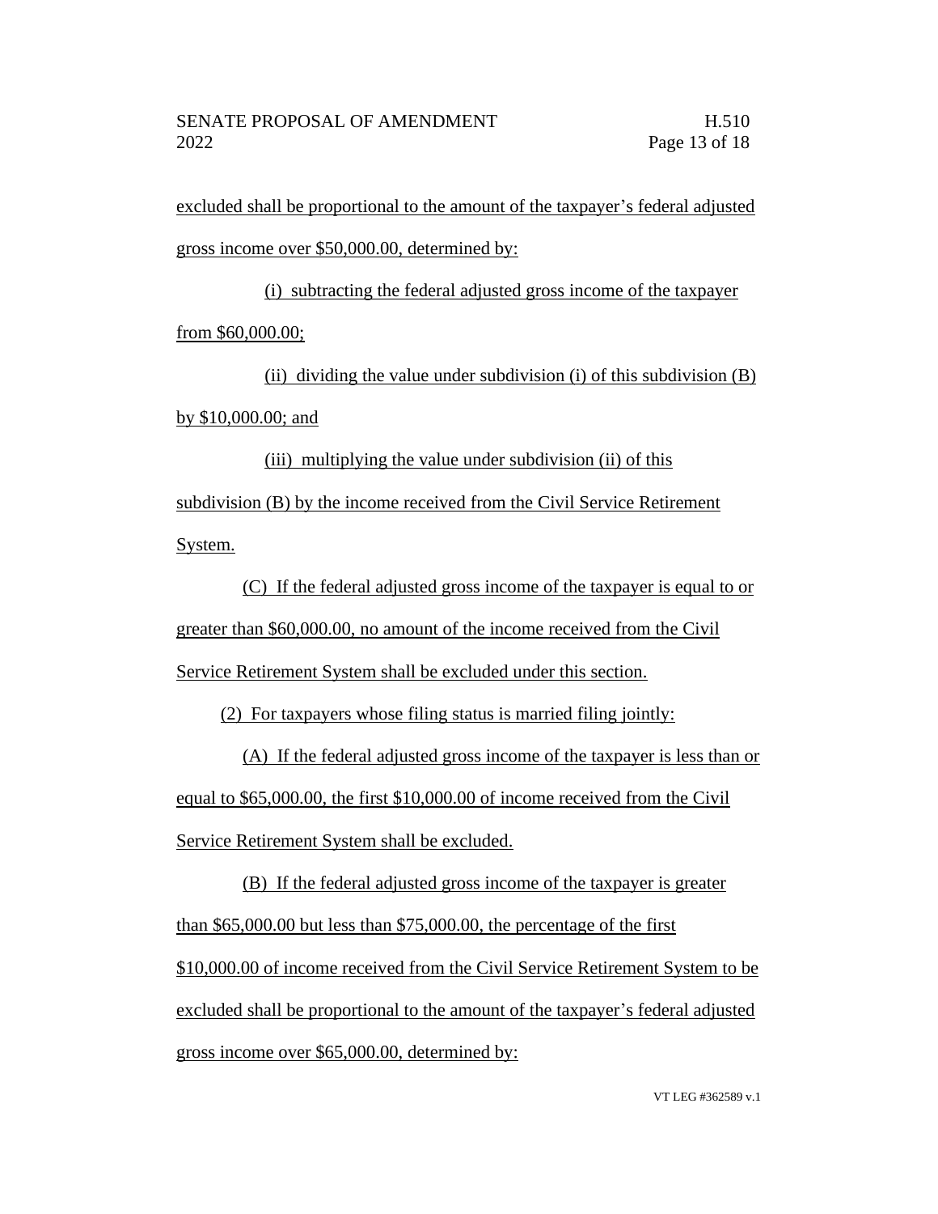excluded shall be proportional to the amount of the taxpayer's federal adjusted gross income over $50,000.00, determined by:

(i) subtracting the federal adjusted gross income of the taxpayer from $60,000.00;

(ii) dividing the value under subdivision (i) of this subdivision (B) by $10,000.00; and

(iii) multiplying the value under subdivision (ii) of this subdivision (B) by the income received from the Civil Service Retirement System.

(C) If the federal adjusted gross income of the taxpayer is equal to or greater than $60,000.00, no amount of the income received from the Civil Service Retirement System shall be excluded under this section.

(2) For taxpayers whose filing status is married filing jointly:

(A) If the federal adjusted gross income of the taxpayer is less than or equal to $65,000.00, the first $10,000.00 of income received from the Civil Service Retirement System shall be excluded.

(B) If the federal adjusted gross income of the taxpayer is greater than $65,000.00 but less than $75,000.00, the percentage of the first $10,000.00 of income received from the Civil Service Retirement System to be excluded shall be proportional to the amount of the taxpayer's federal adjusted gross income over $65,000.00, determined by: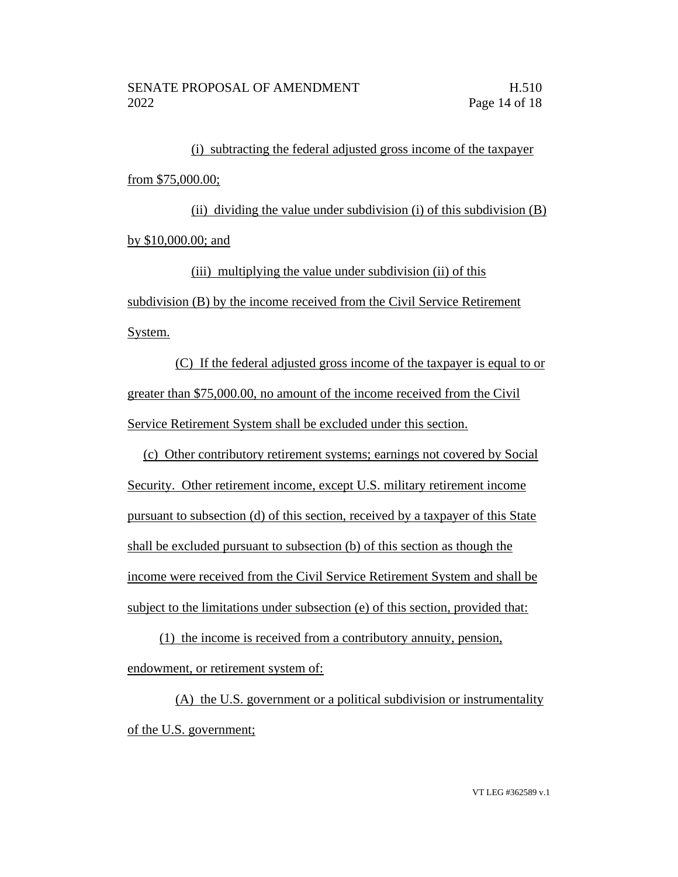(i) subtracting the federal adjusted gross income of the taxpayer from $75,000.00;

(ii) dividing the value under subdivision (i) of this subdivision (B) by $10,000.00; and

(iii) multiplying the value under subdivision (ii) of this subdivision (B) by the income received from the Civil Service Retirement System.

(C) If the federal adjusted gross income of the taxpayer is equal to or greater than $75,000.00, no amount of the income received from the Civil Service Retirement System shall be excluded under this section.

(c) Other contributory retirement systems; earnings not covered by Social Security. Other retirement income, except U.S. military retirement income pursuant to subsection (d) of this section, received by a taxpayer of this State shall be excluded pursuant to subsection (b) of this section as though the income were received from the Civil Service Retirement System and shall be subject to the limitations under subsection (e) of this section, provided that:

(1) the income is received from a contributory annuity, pension, endowment, or retirement system of:

(A) the U.S. government or a political subdivision or instrumentality of the U.S. government;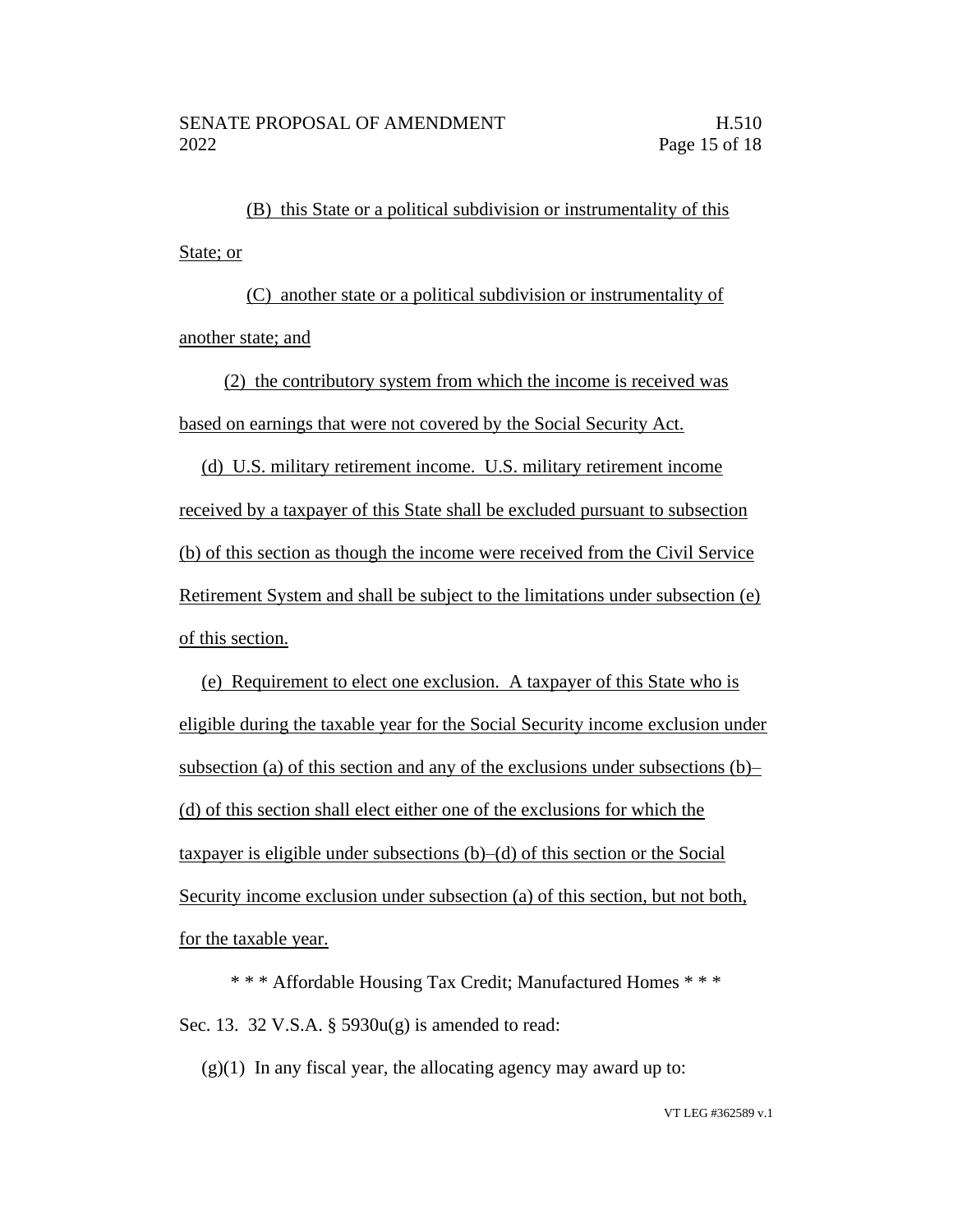(B) this State or a political subdivision or instrumentality of this State; or

(C) another state or a political subdivision or instrumentality of another state; and

(2) the contributory system from which the income is received was based on earnings that were not covered by the Social Security Act.

(d) U.S. military retirement income. U.S. military retirement income received by a taxpayer of this State shall be excluded pursuant to subsection (b) of this section as though the income were received from the Civil Service Retirement System and shall be subject to the limitations under subsection (e) of this section.

(e) Requirement to elect one exclusion. A taxpayer of this State who is eligible during the taxable year for the Social Security income exclusion under subsection (a) of this section and any of the exclusions under subsections (b)–(d) of this section shall elect either one of the exclusions for which the taxpayer is eligible under subsections (b)–(d) of this section or the Social Security income exclusion under subsection (a) of this section, but not both, for the taxable year.

\* \* \* Affordable Housing Tax Credit; Manufactured Homes \* \* \*

Sec. 13. 32 V.S.A. § 5930u(g) is amended to read:

(g)(1) In any fiscal year, the allocating agency may award up to: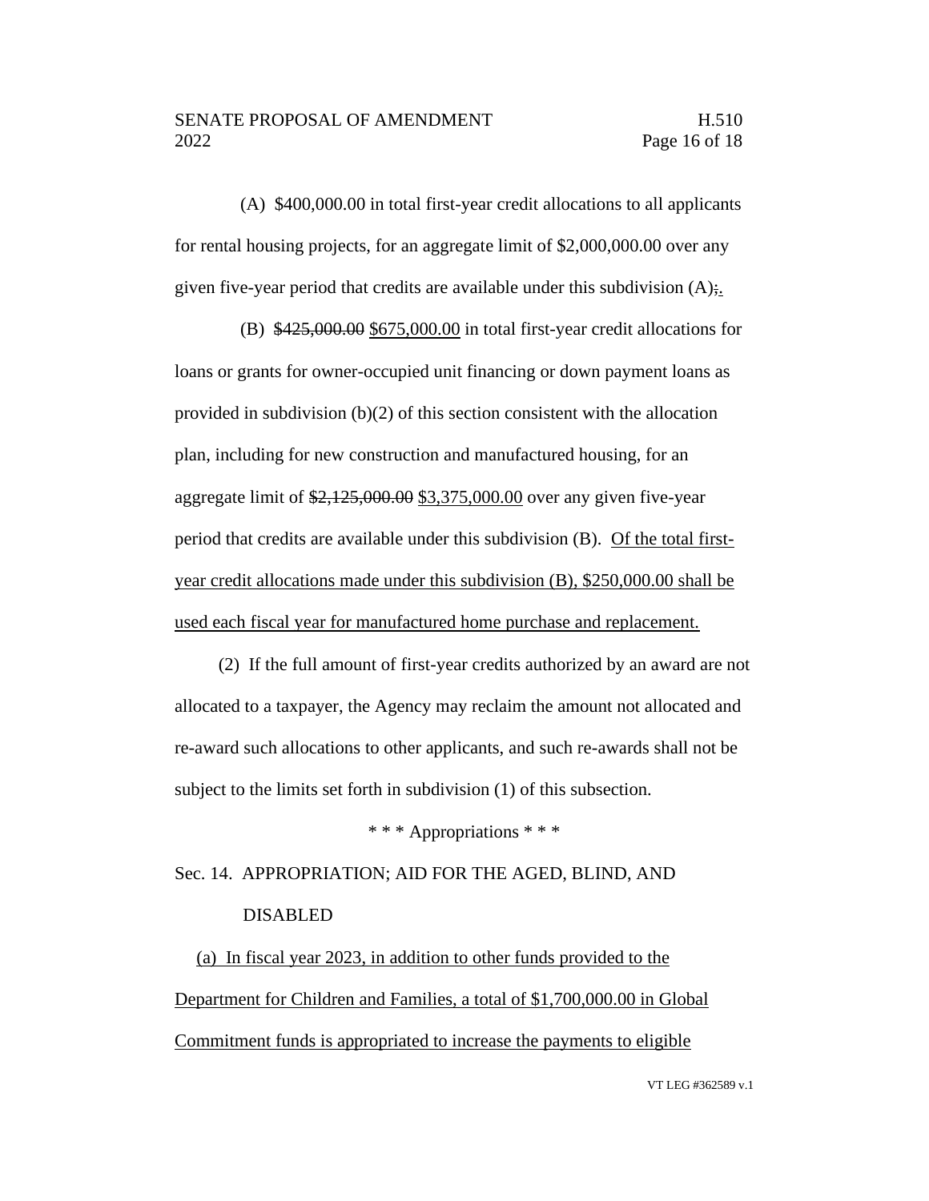(A) $400,000.00 in total first-year credit allocations to all applicants for rental housing projects, for an aggregate limit of $2,000,000.00 over any given five-year period that credits are available under this subdivision (A);.

(B) ~~$425,000.00~~ <u>$675,000.00</u> in total first-year credit allocations for loans or grants for owner-occupied unit financing or down payment loans as provided in subdivision (b)(2) of this section consistent with the allocation plan, including for new construction and manufactured housing, for an aggregate limit of ~~$2,125,000.00~~ <u>$3,375,000.00</u> over any given five-year period that credits are available under this subdivision (B). <u>Of the total first-year credit allocations made under this subdivision (B), $250,000.00 shall be used each fiscal year for manufactured home purchase and replacement.</u>

(2) If the full amount of first-year credits authorized by an award are not allocated to a taxpayer, the Agency may reclaim the amount not allocated and re-award such allocations to other applicants, and such re-awards shall not be subject to the limits set forth in subdivision (1) of this subsection.

\* \* \* Appropriations \* \* \*

Sec. 14. APPROPRIATION; AID FOR THE AGED, BLIND, AND DISABLED

<u>(a) In fiscal year 2023, in addition to other funds provided to the Department for Children and Families, a total of $1,700,000.00 in Global Commitment funds is appropriated to increase the payments to eligible</u>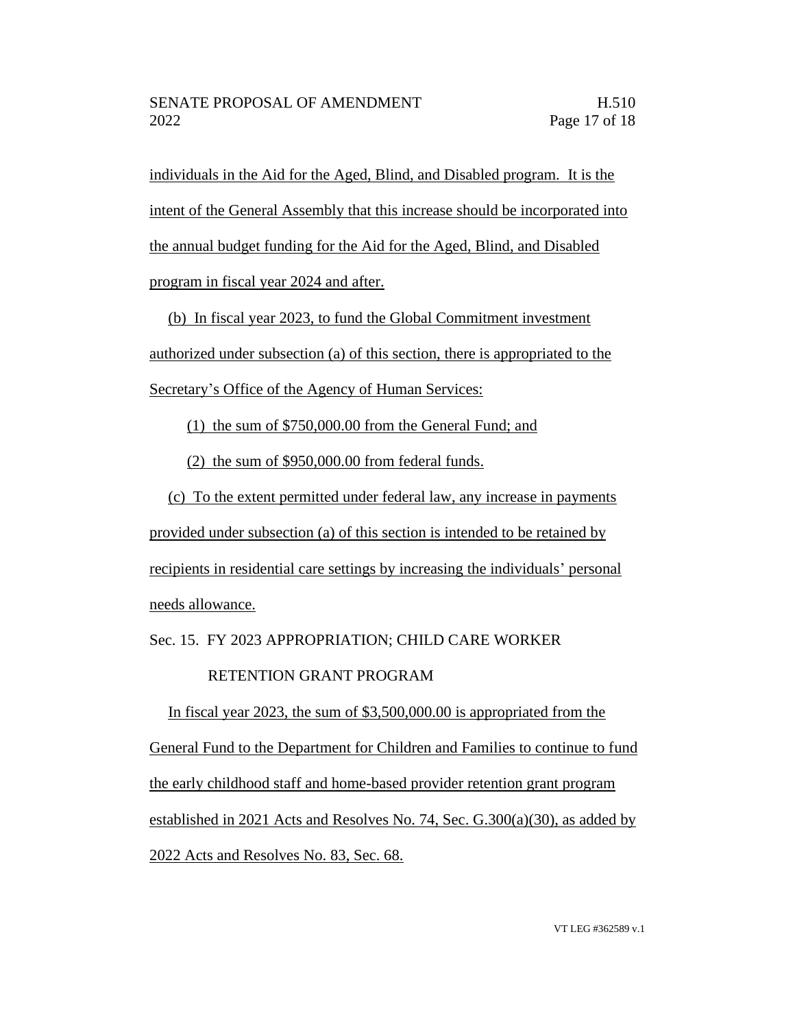individuals in the Aid for the Aged, Blind, and Disabled program. It is the intent of the General Assembly that this increase should be incorporated into the annual budget funding for the Aid for the Aged, Blind, and Disabled program in fiscal year 2024 and after.

(b) In fiscal year 2023, to fund the Global Commitment investment authorized under subsection (a) of this section, there is appropriated to the Secretary's Office of the Agency of Human Services:

(1) the sum of $750,000.00 from the General Fund; and

(2) the sum of $950,000.00 from federal funds.

(c) To the extent permitted under federal law, any increase in payments provided under subsection (a) of this section is intended to be retained by recipients in residential care settings by increasing the individuals' personal needs allowance.

Sec. 15. FY 2023 APPROPRIATION; CHILD CARE WORKER RETENTION GRANT PROGRAM

In fiscal year 2023, the sum of $3,500,000.00 is appropriated from the General Fund to the Department for Children and Families to continue to fund the early childhood staff and home-based provider retention grant program established in 2021 Acts and Resolves No. 74, Sec. G.300(a)(30), as added by 2022 Acts and Resolves No. 83, Sec. 68.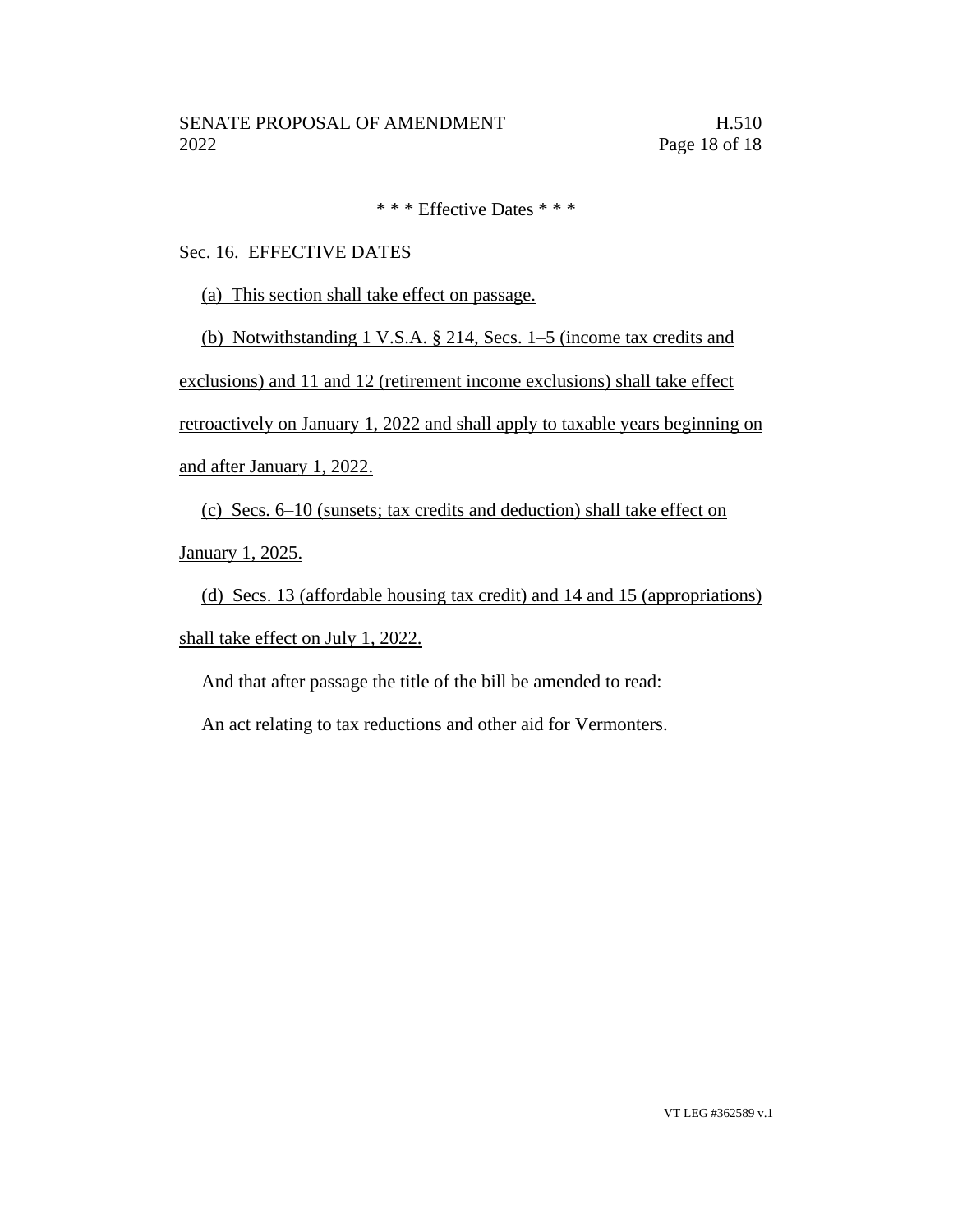\* \* \* Effective Dates \* \* \*

Sec. 16. EFFECTIVE DATES

(a) This section shall take effect on passage.

(b) Notwithstanding 1 V.S.A. § 214, Secs. 1–5 (income tax credits and exclusions) and 11 and 12 (retirement income exclusions) shall take effect retroactively on January 1, 2022 and shall apply to taxable years beginning on and after January 1, 2022.

(c) Secs. 6–10 (sunsets; tax credits and deduction) shall take effect on January 1, 2025.

(d) Secs. 13 (affordable housing tax credit) and 14 and 15 (appropriations) shall take effect on July 1, 2022.

And that after passage the title of the bill be amended to read:

An act relating to tax reductions and other aid for Vermonters.